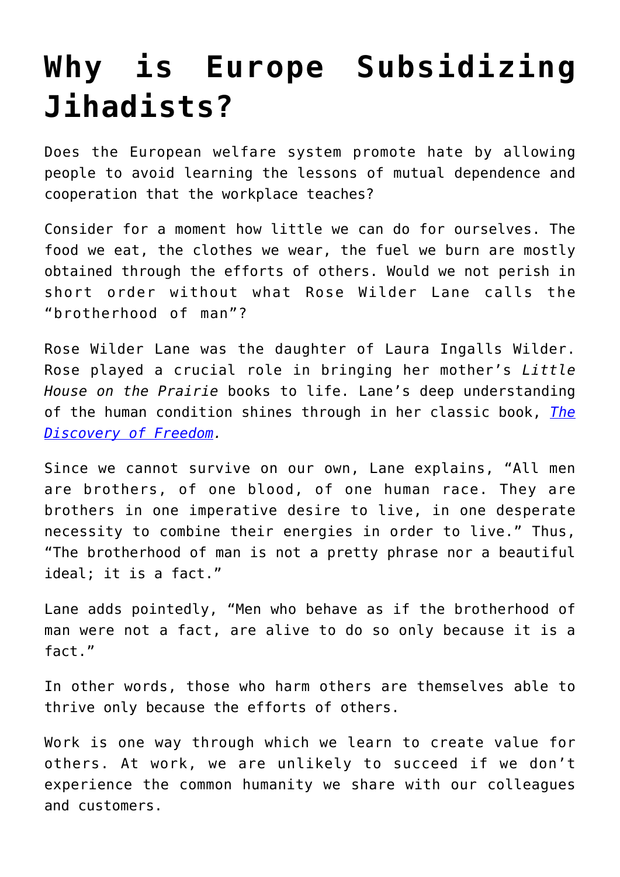# Why is Europe Subsidizing Jihadists?

Does the European welfare system promote hate by allowing people to avoid learning the lessons of mutual dependence and cooperation that the workplace teaches?

Consider for a moment how little we can do for ourselves. The food we eat, the clothes we wear, the fuel we burn are mostly obtained through the efforts of others. Would we not perish in short order without what Rose Wilder Lane calls the "brotherhood of man"?

Rose Wilder Lane was the daughter of Laura Ingalls Wilder. Rose played a crucial role in bringing her mother's *Little House on the Prairie* books to life. Lane's deep understanding of the human condition shines through in her classic book, *The Discovery of Freedom*.

Since we cannot survive on our own, Lane explains, "All men are brothers, of one blood, of one human race. They are brothers in one imperative desire to live, in one desperate necessity to combine their energies in order to live." Thus, "The brotherhood of man is not a pretty phrase nor a beautiful ideal; it is a fact."

Lane adds pointedly, "Men who behave as if the brotherhood of man were not a fact, are alive to do so only because it is a fact."

In other words, those who harm others are themselves able to thrive only because the efforts of others.

Work is one way through which we learn to create value for others. At work, we are unlikely to succeed if we don't experience the common humanity we share with our colleagues and customers.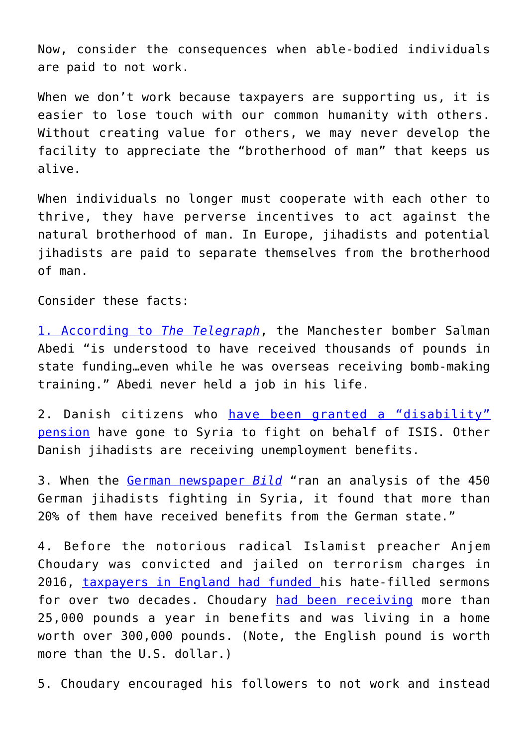Now, consider the consequences when able-bodied individuals are paid to not work.

When we don't work because taxpayers are supporting us, it is easier to lose touch with our common humanity with others. Without creating value for others, we may never develop the facility to appreciate the "brotherhood of man" that keeps us alive.

When individuals no longer must cooperate with each other to thrive, they have perverse incentives to act against the natural brotherhood of man. In Europe, jihadists and potential jihadists are paid to separate themselves from the brotherhood of man.

Consider these facts:

1. According to *The Telegraph*, the Manchester bomber Salman Abedi "is understood to have received thousands of pounds in state funding…even while he was overseas receiving bomb-making training." Abedi never held a job in his life.

2. Danish citizens who have been granted a "disability" pension have gone to Syria to fight on behalf of ISIS. Other Danish jihadists are receiving unemployment benefits.

3. When the German newspaper *Bild* "ran an analysis of the 450 German jihadists fighting in Syria, it found that more than 20% of them have received benefits from the German state."

4. Before the notorious radical Islamist preacher Anjem Choudary was convicted and jailed on terrorism charges in 2016, taxpayers in England had funded his hate-filled sermons for over two decades. Choudary had been receiving more than 25,000 pounds a year in benefits and was living in a home worth over 300,000 pounds. (Note, the English pound is worth more than the U.S. dollar.)

5. Choudary encouraged his followers to not work and instead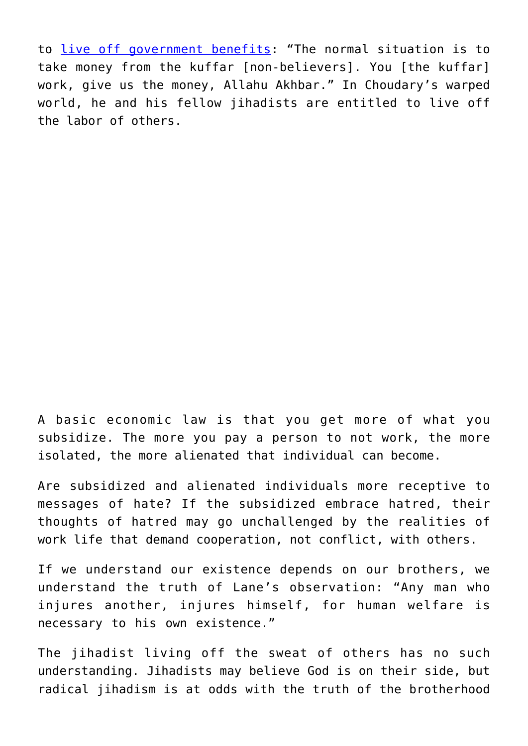to live off government benefits: "The normal situation is to take money from the kuffar [non-believers]. You [the kuffar] work, give us the money, Allahu Akhbar." In Choudary's warped world, he and his fellow jihadists are entitled to live off the labor of others.

A basic economic law is that you get more of what you subsidize. The more you pay a person to not work, the more isolated, the more alienated that individual can become.

Are subsidized and alienated individuals more receptive to messages of hate? If the subsidized embrace hatred, their thoughts of hatred may go unchallenged by the realities of work life that demand cooperation, not conflict, with others.

If we understand our existence depends on our brothers, we understand the truth of Lane's observation: "Any man who injures another, injures himself, for human welfare is necessary to his own existence."

The jihadist living off the sweat of others has no such understanding. Jihadists may believe God is on their side, but radical jihadism is at odds with the truth of the brotherhood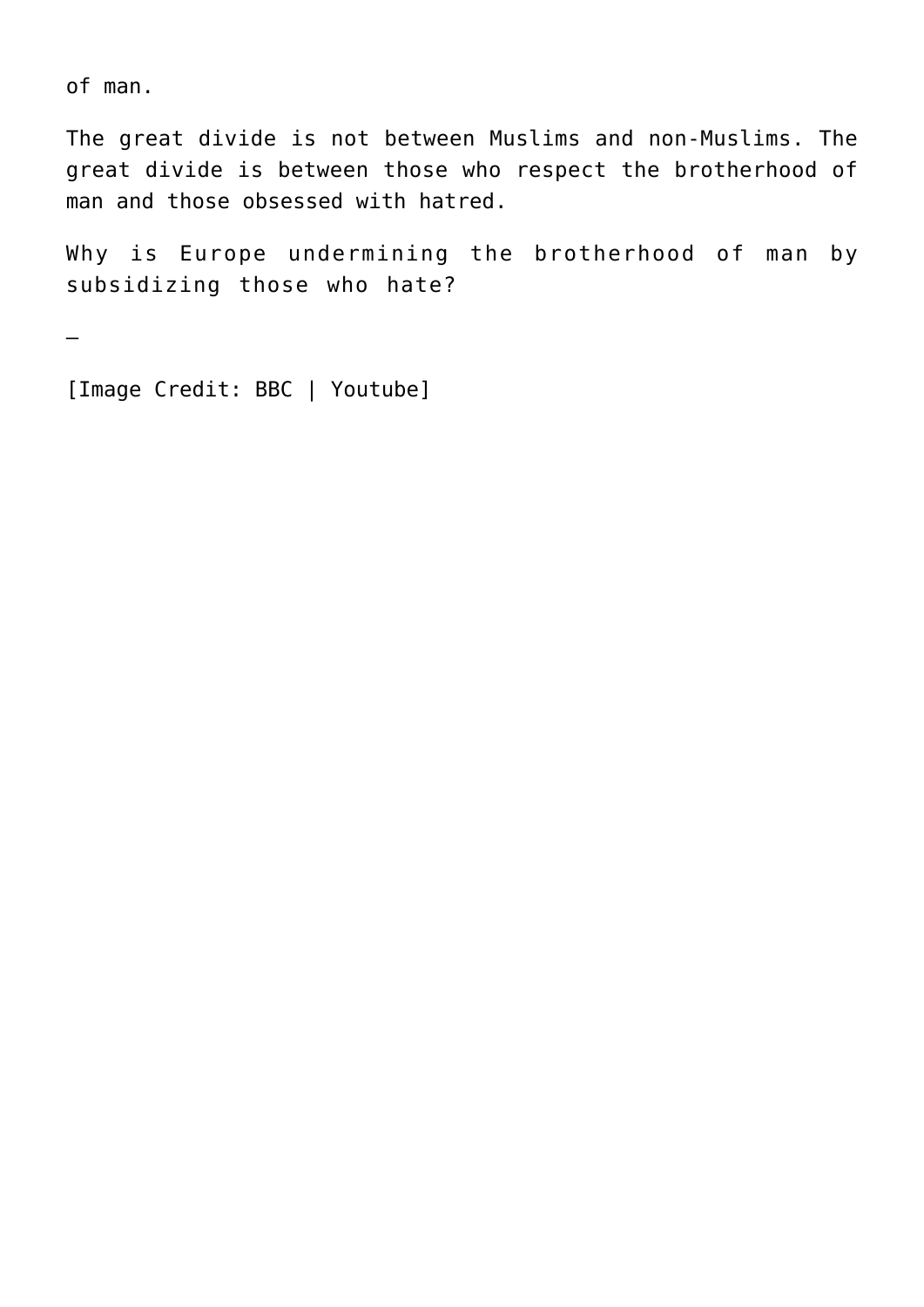of man.

The great divide is not between Muslims and non-Muslims. The great divide is between those who respect the brotherhood of man and those obsessed with hatred.

Why is Europe undermining the brotherhood of man by subsidizing those who hate?

—

[Image Credit: BBC | Youtube]